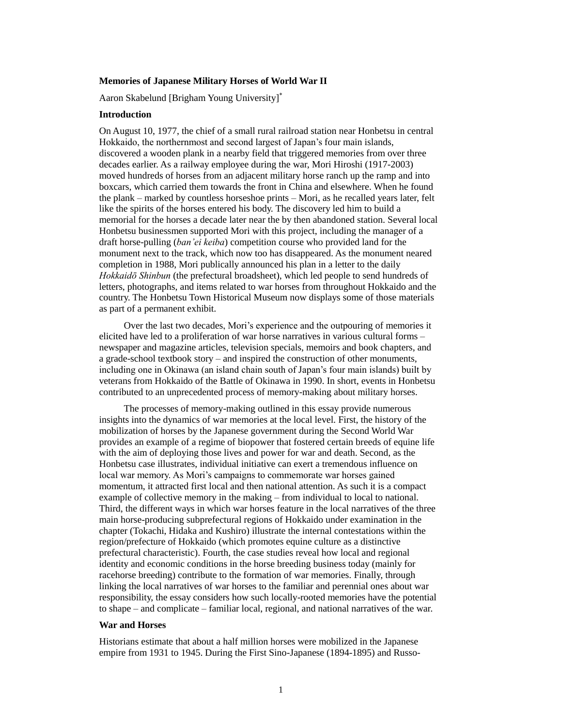**Memories of Japanese Military Horses of World War II**

Aaron Skabelund [Brigham Young University][*]

**Introduction**

On August 10, 1977, the chief of a small rural railroad station near Honbetsu in central Hokkaido, the northernmost and second largest of Japan's four main islands, discovered a wooden plank in a nearby field that triggered memories from over three decades earlier. As a railway employee during the war, Mori Hiroshi (1917-2003) moved hundreds of horses from an adjacent military horse ranch up the ramp and into boxcars, which carried them towards the front in China and elsewhere. When he found the plank – marked by countless horseshoe prints – Mori, as he recalled years later, felt like the spirits of the horses entered his body. The discovery led him to build a memorial for the horses a decade later near the by then abandoned station. Several local Honbetsu businessmen supported Mori with this project, including the manager of a draft horse-pulling (*ban'ei keiba*) competition course who provided land for the monument next to the track, which now too has disappeared. As the monument neared completion in 1988, Mori publically announced his plan in a letter to the daily *Hokkaidō Shinbun* (the prefectural broadsheet), which led people to send hundreds of letters, photographs, and items related to war horses from throughout Hokkaido and the country. The Honbetsu Town Historical Museum now displays some of those materials as part of a permanent exhibit.

Over the last two decades, Mori's experience and the outpouring of memories it elicited have led to a proliferation of war horse narratives in various cultural forms – newspaper and magazine articles, television specials, memoirs and book chapters, and a grade-school textbook story – and inspired the construction of other monuments, including one in Okinawa (an island chain south of Japan's four main islands) built by veterans from Hokkaido of the Battle of Okinawa in 1990. In short, events in Honbetsu contributed to an unprecedented process of memory-making about military horses.

The processes of memory-making outlined in this essay provide numerous insights into the dynamics of war memories at the local level. First, the history of the mobilization of horses by the Japanese government during the Second World War provides an example of a regime of biopower that fostered certain breeds of equine life with the aim of deploying those lives and power for war and death. Second, as the Honbetsu case illustrates, individual initiative can exert a tremendous influence on local war memory. As Mori's campaigns to commemorate war horses gained momentum, it attracted first local and then national attention. As such it is a compact example of collective memory in the making – from individual to local to national. Third, the different ways in which war horses feature in the local narratives of the three main horse-producing subprefectural regions of Hokkaido under examination in the chapter (Tokachi, Hidaka and Kushiro) illustrate the internal contestations within the region/prefecture of Hokkaido (which promotes equine culture as a distinctive prefectural characteristic). Fourth, the case studies reveal how local and regional identity and economic conditions in the horse breeding business today (mainly for racehorse breeding) contribute to the formation of war memories. Finally, through linking the local narratives of war horses to the familiar and perennial ones about war responsibility, the essay considers how such locally-rooted memories have the potential to shape – and complicate – familiar local, regional, and national narratives of the war.

**War and Horses**

Historians estimate that about a half million horses were mobilized in the Japanese empire from 1931 to 1945. During the First Sino-Japanese (1894-1895) and Russo-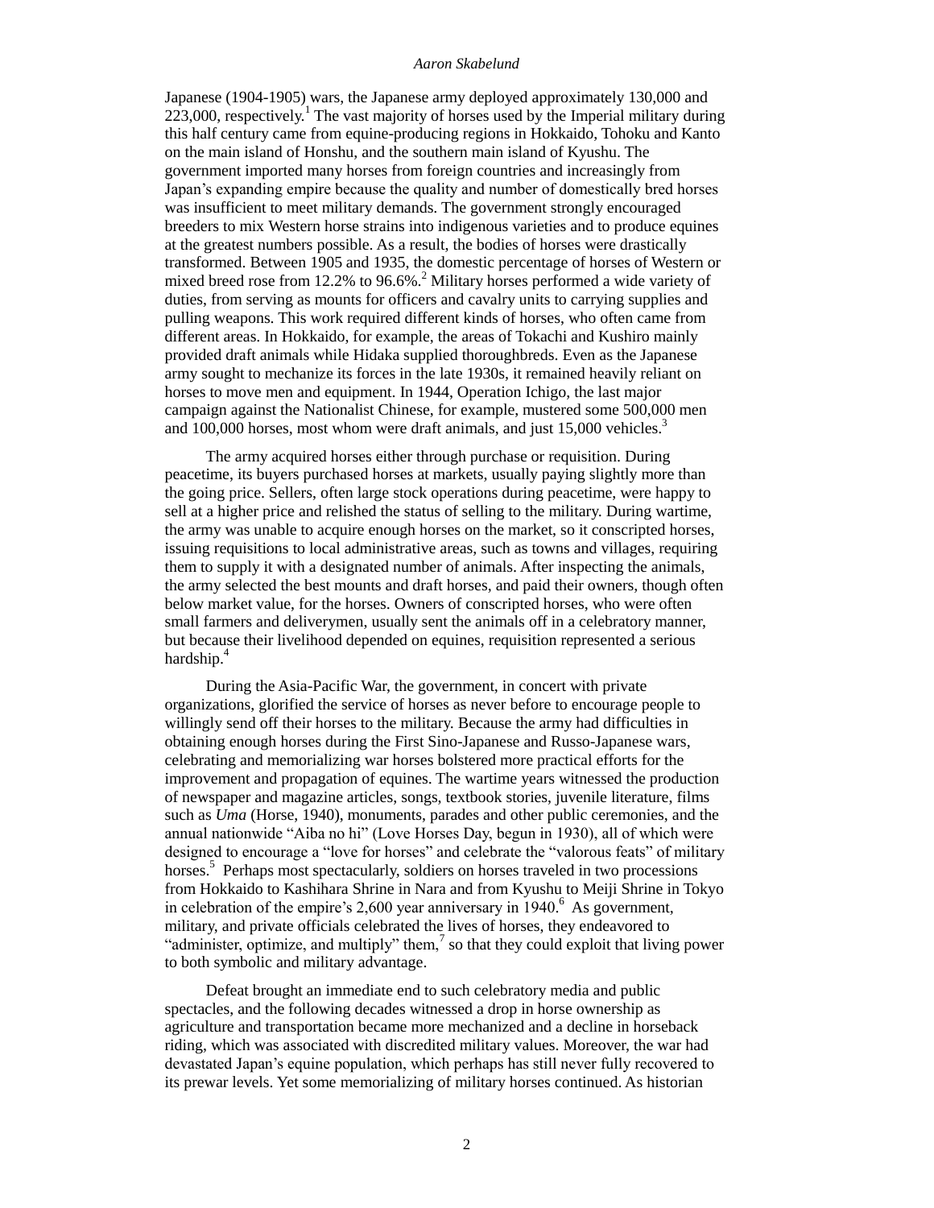Japanese (1904-1905) wars, the Japanese army deployed approximately 130,000 and 223,000, respectively.[1] The vast majority of horses used by the Imperial military during this half century came from equine-producing regions in Hokkaido, Tohoku and Kanto on the main island of Honshu, and the southern main island of Kyushu. The government imported many horses from foreign countries and increasingly from Japan's expanding empire because the quality and number of domestically bred horses was insufficient to meet military demands. The government strongly encouraged breeders to mix Western horse strains into indigenous varieties and to produce equines at the greatest numbers possible. As a result, the bodies of horses were drastically transformed. Between 1905 and 1935, the domestic percentage of horses of Western or mixed breed rose from 12.2% to 96.6%.[2] Military horses performed a wide variety of duties, from serving as mounts for officers and cavalry units to carrying supplies and pulling weapons. This work required different kinds of horses, who often came from different areas. In Hokkaido, for example, the areas of Tokachi and Kushiro mainly provided draft animals while Hidaka supplied thoroughbreds. Even as the Japanese army sought to mechanize its forces in the late 1930s, it remained heavily reliant on horses to move men and equipment. In 1944, Operation Ichigo, the last major campaign against the Nationalist Chinese, for example, mustered some 500,000 men and 100,000 horses, most whom were draft animals, and just 15,000 vehicles.[3]

The army acquired horses either through purchase or requisition. During peacetime, its buyers purchased horses at markets, usually paying slightly more than the going price. Sellers, often large stock operations during peacetime, were happy to sell at a higher price and relished the status of selling to the military. During wartime, the army was unable to acquire enough horses on the market, so it conscripted horses, issuing requisitions to local administrative areas, such as towns and villages, requiring them to supply it with a designated number of animals. After inspecting the animals, the army selected the best mounts and draft horses, and paid their owners, though often below market value, for the horses. Owners of conscripted horses, who were often small farmers and deliverymen, usually sent the animals off in a celebratory manner, but because their livelihood depended on equines, requisition represented a serious hardship.[4]

During the Asia-Pacific War, the government, in concert with private organizations, glorified the service of horses as never before to encourage people to willingly send off their horses to the military. Because the army had difficulties in obtaining enough horses during the First Sino-Japanese and Russo-Japanese wars, celebrating and memorializing war horses bolstered more practical efforts for the improvement and propagation of equines. The wartime years witnessed the production of newspaper and magazine articles, songs, textbook stories, juvenile literature, films such as *Uma* (Horse, 1940), monuments, parades and other public ceremonies, and the annual nationwide "Aiba no hi" (Love Horses Day, begun in 1930), all of which were designed to encourage a "love for horses" and celebrate the "valorous feats" of military horses.[5] Perhaps most spectacularly, soldiers on horses traveled in two processions from Hokkaido to Kashihara Shrine in Nara and from Kyushu to Meiji Shrine in Tokyo in celebration of the empire's 2,600 year anniversary in 1940.[6] As government, military, and private officials celebrated the lives of horses, they endeavored to "administer, optimize, and multiply" them,[7] so that they could exploit that living power to both symbolic and military advantage.

Defeat brought an immediate end to such celebratory media and public spectacles, and the following decades witnessed a drop in horse ownership as agriculture and transportation became more mechanized and a decline in horseback riding, which was associated with discredited military values. Moreover, the war had devastated Japan's equine population, which perhaps has still never fully recovered to its prewar levels. Yet some memorializing of military horses continued. As historian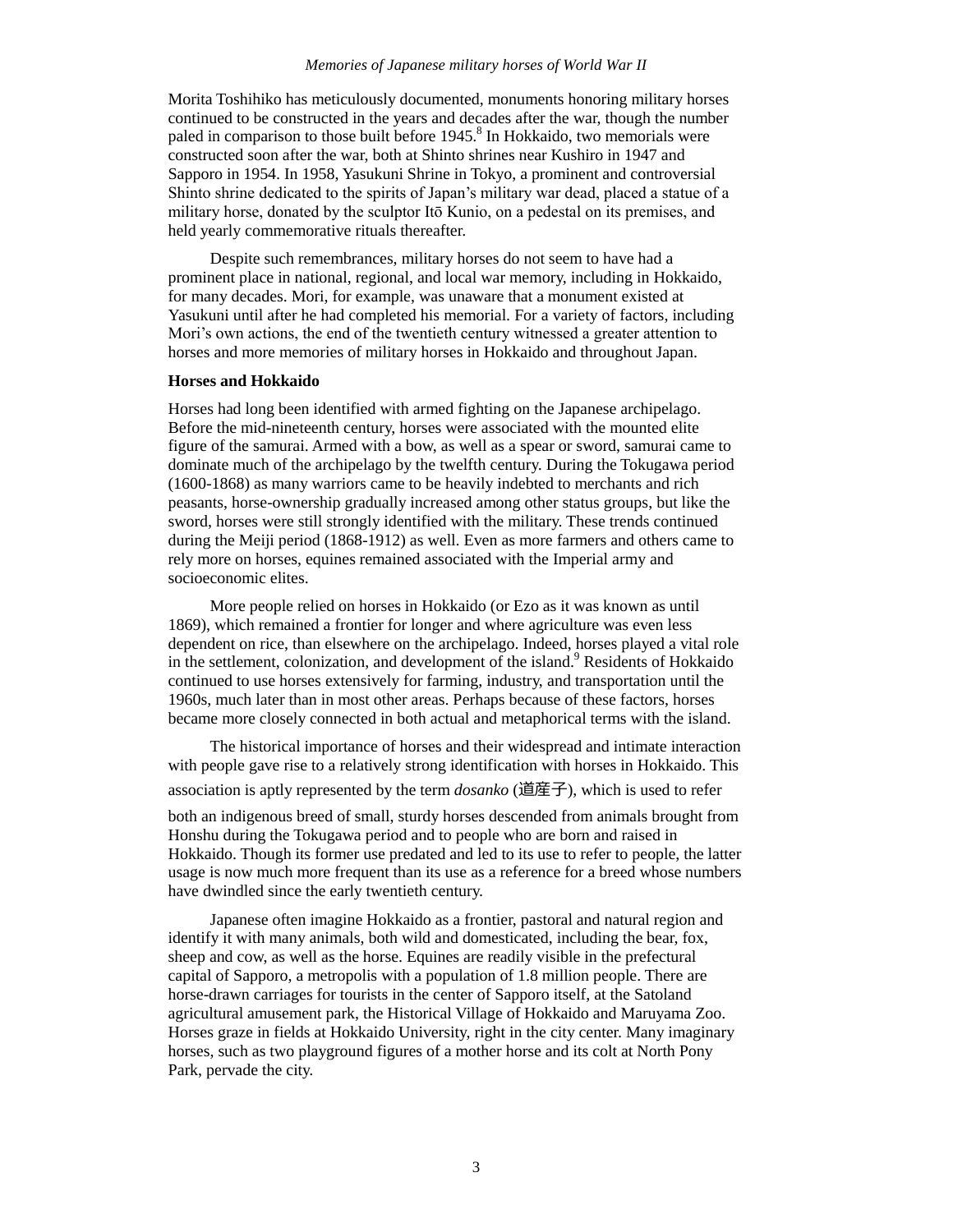Morita Toshihiko has meticulously documented, monuments honoring military horses continued to be constructed in the years and decades after the war, though the number paled in comparison to those built before 1945.[8] In Hokkaido, two memorials were constructed soon after the war, both at Shinto shrines near Kushiro in 1947 and Sapporo in 1954. In 1958, Yasukuni Shrine in Tokyo, a prominent and controversial Shinto shrine dedicated to the spirits of Japan's military war dead, placed a statue of a military horse, donated by the sculptor Itō Kunio, on a pedestal on its premises, and held yearly commemorative rituals thereafter.

Despite such remembrances, military horses do not seem to have had a prominent place in national, regional, and local war memory, including in Hokkaido, for many decades. Mori, for example, was unaware that a monument existed at Yasukuni until after he had completed his memorial. For a variety of factors, including Mori's own actions, the end of the twentieth century witnessed a greater attention to horses and more memories of military horses in Hokkaido and throughout Japan.

**Horses and Hokkaido**

Horses had long been identified with armed fighting on the Japanese archipelago. Before the mid-nineteenth century, horses were associated with the mounted elite figure of the samurai. Armed with a bow, as well as a spear or sword, samurai came to dominate much of the archipelago by the twelfth century. During the Tokugawa period (1600-1868) as many warriors came to be heavily indebted to merchants and rich peasants, horse-ownership gradually increased among other status groups, but like the sword, horses were still strongly identified with the military. These trends continued during the Meiji period (1868-1912) as well. Even as more farmers and others came to rely more on horses, equines remained associated with the Imperial army and socioeconomic elites.

More people relied on horses in Hokkaido (or Ezo as it was known as until 1869), which remained a frontier for longer and where agriculture was even less dependent on rice, than elsewhere on the archipelago. Indeed, horses played a vital role in the settlement, colonization, and development of the island.[9] Residents of Hokkaido continued to use horses extensively for farming, industry, and transportation until the 1960s, much later than in most other areas. Perhaps because of these factors, horses became more closely connected in both actual and metaphorical terms with the island.

The historical importance of horses and their widespread and intimate interaction with people gave rise to a relatively strong identification with horses in Hokkaido. This association is aptly represented by the term *dosanko* (道産子), which is used to refer both an indigenous breed of small, sturdy horses descended from animals brought from Honshu during the Tokugawa period and to people who are born and raised in Hokkaido. Though its former use predated and led to its use to refer to people, the latter usage is now much more frequent than its use as a reference for a breed whose numbers have dwindled since the early twentieth century.

Japanese often imagine Hokkaido as a frontier, pastoral and natural region and identify it with many animals, both wild and domesticated, including the bear, fox, sheep and cow, as well as the horse. Equines are readily visible in the prefectural capital of Sapporo, a metropolis with a population of 1.8 million people. There are horse-drawn carriages for tourists in the center of Sapporo itself, at the Satoland agricultural amusement park, the Historical Village of Hokkaido and Maruyama Zoo. Horses graze in fields at Hokkaido University, right in the city center. Many imaginary horses, such as two playground figures of a mother horse and its colt at North Pony Park, pervade the city.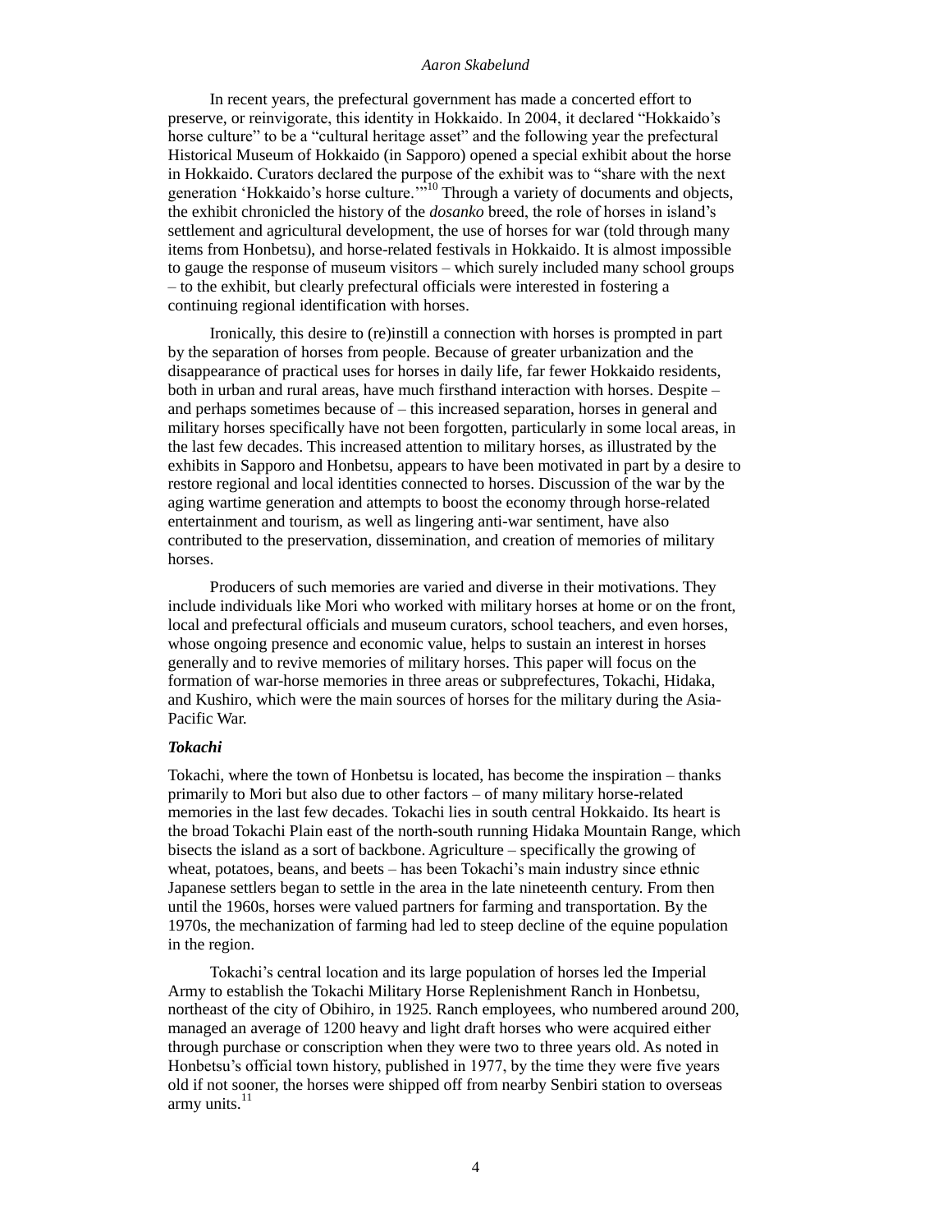In recent years, the prefectural government has made a concerted effort to preserve, or reinvigorate, this identity in Hokkaido. In 2004, it declared "Hokkaido's horse culture" to be a "cultural heritage asset" and the following year the prefectural Historical Museum of Hokkaido (in Sapporo) opened a special exhibit about the horse in Hokkaido. Curators declared the purpose of the exhibit was to "share with the next generation 'Hokkaido's horse culture.'"[10] Through a variety of documents and objects, the exhibit chronicled the history of the *dosanko* breed, the role of horses in island's settlement and agricultural development, the use of horses for war (told through many items from Honbetsu), and horse-related festivals in Hokkaido. It is almost impossible to gauge the response of museum visitors – which surely included many school groups – to the exhibit, but clearly prefectural officials were interested in fostering a continuing regional identification with horses.

Ironically, this desire to (re)instill a connection with horses is prompted in part by the separation of horses from people. Because of greater urbanization and the disappearance of practical uses for horses in daily life, far fewer Hokkaido residents, both in urban and rural areas, have much firsthand interaction with horses. Despite – and perhaps sometimes because of – this increased separation, horses in general and military horses specifically have not been forgotten, particularly in some local areas, in the last few decades. This increased attention to military horses, as illustrated by the exhibits in Sapporo and Honbetsu, appears to have been motivated in part by a desire to restore regional and local identities connected to horses. Discussion of the war by the aging wartime generation and attempts to boost the economy through horse-related entertainment and tourism, as well as lingering anti-war sentiment, have also contributed to the preservation, dissemination, and creation of memories of military horses.

Producers of such memories are varied and diverse in their motivations. They include individuals like Mori who worked with military horses at home or on the front, local and prefectural officials and museum curators, school teachers, and even horses, whose ongoing presence and economic value, helps to sustain an interest in horses generally and to revive memories of military horses. This paper will focus on the formation of war-horse memories in three areas or subprefectures, Tokachi, Hidaka, and Kushiro, which were the main sources of horses for the military during the Asia-Pacific War.

### *Tokachi*

Tokachi, where the town of Honbetsu is located, has become the inspiration – thanks primarily to Mori but also due to other factors – of many military horse-related memories in the last few decades. Tokachi lies in south central Hokkaido. Its heart is the broad Tokachi Plain east of the north-south running Hidaka Mountain Range, which bisects the island as a sort of backbone. Agriculture – specifically the growing of wheat, potatoes, beans, and beets – has been Tokachi's main industry since ethnic Japanese settlers began to settle in the area in the late nineteenth century. From then until the 1960s, horses were valued partners for farming and transportation. By the 1970s, the mechanization of farming had led to steep decline of the equine population in the region.

Tokachi's central location and its large population of horses led the Imperial Army to establish the Tokachi Military Horse Replenishment Ranch in Honbetsu, northeast of the city of Obihiro, in 1925. Ranch employees, who numbered around 200, managed an average of 1200 heavy and light draft horses who were acquired either through purchase or conscription when they were two to three years old. As noted in Honbetsu's official town history, published in 1977, by the time they were five years old if not sooner, the horses were shipped off from nearby Senbiri station to overseas army units.[11]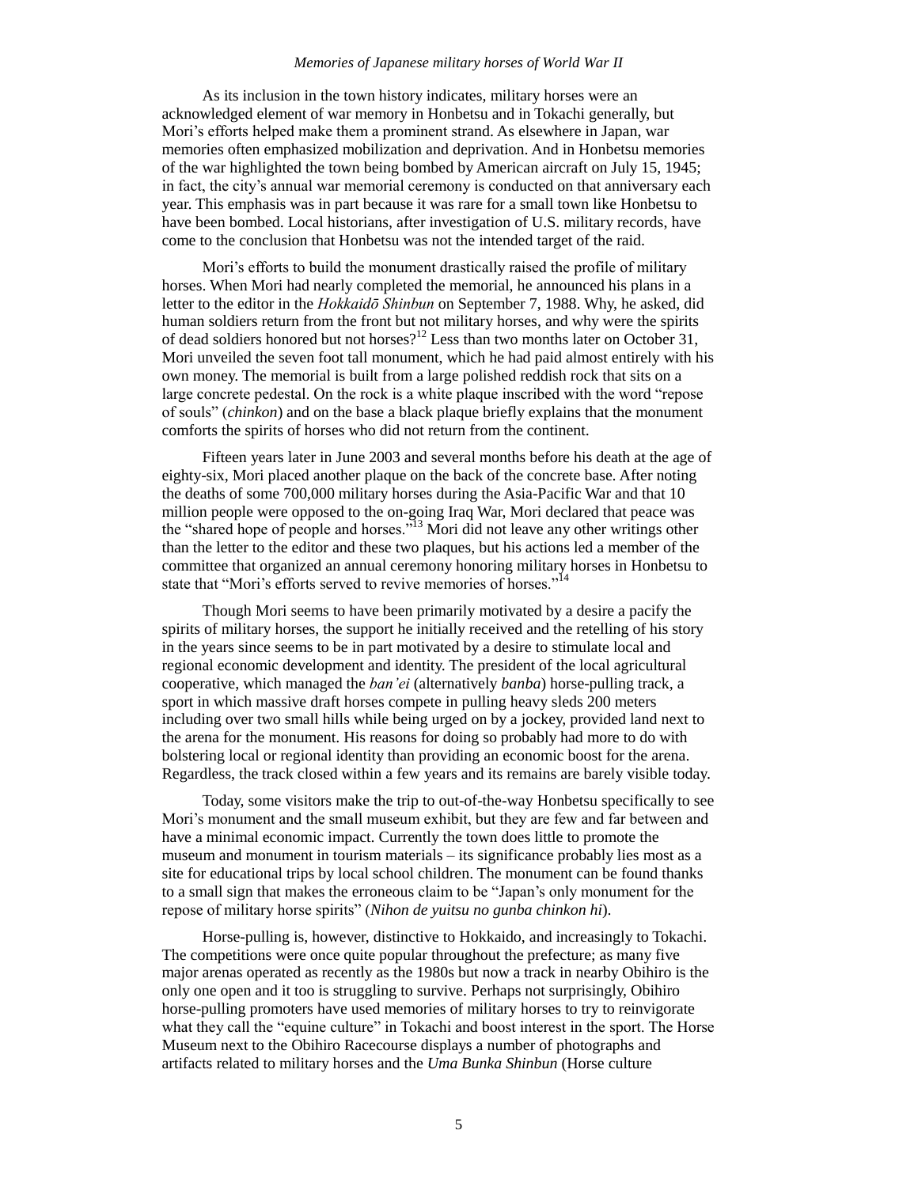As its inclusion in the town history indicates, military horses were an acknowledged element of war memory in Honbetsu and in Tokachi generally, but Mori's efforts helped make them a prominent strand. As elsewhere in Japan, war memories often emphasized mobilization and deprivation. And in Honbetsu memories of the war highlighted the town being bombed by American aircraft on July 15, 1945; in fact, the city's annual war memorial ceremony is conducted on that anniversary each year. This emphasis was in part because it was rare for a small town like Honbetsu to have been bombed. Local historians, after investigation of U.S. military records, have come to the conclusion that Honbetsu was not the intended target of the raid.

Mori's efforts to build the monument drastically raised the profile of military horses. When Mori had nearly completed the memorial, he announced his plans in a letter to the editor in the *Hokkaidō Shinbun* on September 7, 1988. Why, he asked, did human soldiers return from the front but not military horses, and why were the spirits of dead soldiers honored but not horses?[12] Less than two months later on October 31, Mori unveiled the seven foot tall monument, which he had paid almost entirely with his own money. The memorial is built from a large polished reddish rock that sits on a large concrete pedestal. On the rock is a white plaque inscribed with the word "repose of souls" (*chinkon*) and on the base a black plaque briefly explains that the monument comforts the spirits of horses who did not return from the continent.

Fifteen years later in June 2003 and several months before his death at the age of eighty-six, Mori placed another plaque on the back of the concrete base. After noting the deaths of some 700,000 military horses during the Asia-Pacific War and that 10 million people were opposed to the on-going Iraq War, Mori declared that peace was the "shared hope of people and horses."[13] Mori did not leave any other writings other than the letter to the editor and these two plaques, but his actions led a member of the committee that organized an annual ceremony honoring military horses in Honbetsu to state that "Mori's efforts served to revive memories of horses."[14]

Though Mori seems to have been primarily motivated by a desire a pacify the spirits of military horses, the support he initially received and the retelling of his story in the years since seems to be in part motivated by a desire to stimulate local and regional economic development and identity. The president of the local agricultural cooperative, which managed the *ban'ei* (alternatively *banba*) horse-pulling track, a sport in which massive draft horses compete in pulling heavy sleds 200 meters including over two small hills while being urged on by a jockey, provided land next to the arena for the monument. His reasons for doing so probably had more to do with bolstering local or regional identity than providing an economic boost for the arena. Regardless, the track closed within a few years and its remains are barely visible today.

Today, some visitors make the trip to out-of-the-way Honbetsu specifically to see Mori's monument and the small museum exhibit, but they are few and far between and have a minimal economic impact. Currently the town does little to promote the museum and monument in tourism materials – its significance probably lies most as a site for educational trips by local school children. The monument can be found thanks to a small sign that makes the erroneous claim to be "Japan's only monument for the repose of military horse spirits" (*Nihon de yuitsu no gunba chinkon hi*).

Horse-pulling is, however, distinctive to Hokkaido, and increasingly to Tokachi. The competitions were once quite popular throughout the prefecture; as many five major arenas operated as recently as the 1980s but now a track in nearby Obihiro is the only one open and it too is struggling to survive. Perhaps not surprisingly, Obihiro horse-pulling promoters have used memories of military horses to try to reinvigorate what they call the "equine culture" in Tokachi and boost interest in the sport. The Horse Museum next to the Obihiro Racecourse displays a number of photographs and artifacts related to military horses and the *Uma Bunka Shinbun* (Horse culture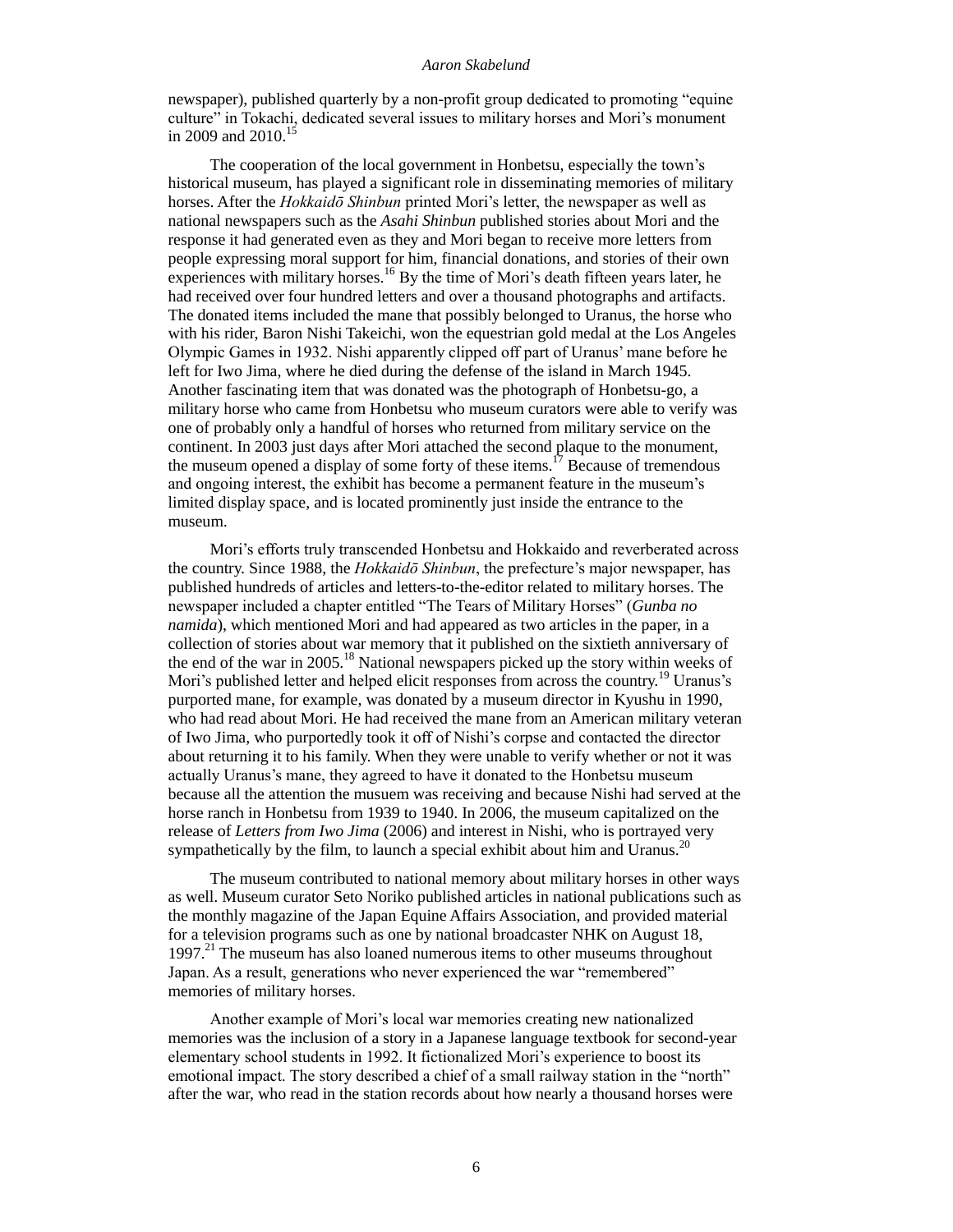newspaper), published quarterly by a non-profit group dedicated to promoting "equine culture" in Tokachi, dedicated several issues to military horses and Mori's monument in 2009 and 2010.[15]

The cooperation of the local government in Honbetsu, especially the town's historical museum, has played a significant role in disseminating memories of military horses. After the *Hokkaidō Shinbun* printed Mori's letter, the newspaper as well as national newspapers such as the *Asahi Shinbun* published stories about Mori and the response it had generated even as they and Mori began to receive more letters from people expressing moral support for him, financial donations, and stories of their own experiences with military horses.[16] By the time of Mori's death fifteen years later, he had received over four hundred letters and over a thousand photographs and artifacts. The donated items included the mane that possibly belonged to Uranus, the horse who with his rider, Baron Nishi Takeichi, won the equestrian gold medal at the Los Angeles Olympic Games in 1932. Nishi apparently clipped off part of Uranus' mane before he left for Iwo Jima, where he died during the defense of the island in March 1945. Another fascinating item that was donated was the photograph of Honbetsu-go, a military horse who came from Honbetsu who museum curators were able to verify was one of probably only a handful of horses who returned from military service on the continent. In 2003 just days after Mori attached the second plaque to the monument, the museum opened a display of some forty of these items.[17] Because of tremendous and ongoing interest, the exhibit has become a permanent feature in the museum's limited display space, and is located prominently just inside the entrance to the museum.

Mori's efforts truly transcended Honbetsu and Hokkaido and reverberated across the country. Since 1988, the *Hokkaidō Shinbun*, the prefecture's major newspaper, has published hundreds of articles and letters-to-the-editor related to military horses. The newspaper included a chapter entitled "The Tears of Military Horses" (*Gunba no namida*), which mentioned Mori and had appeared as two articles in the paper, in a collection of stories about war memory that it published on the sixtieth anniversary of the end of the war in 2005.[18] National newspapers picked up the story within weeks of Mori's published letter and helped elicit responses from across the country.[19] Uranus's purported mane, for example, was donated by a museum director in Kyushu in 1990, who had read about Mori. He had received the mane from an American military veteran of Iwo Jima, who purportedly took it off of Nishi's corpse and contacted the director about returning it to his family. When they were unable to verify whether or not it was actually Uranus's mane, they agreed to have it donated to the Honbetsu museum because all the attention the musuem was receiving and because Nishi had served at the horse ranch in Honbetsu from 1939 to 1940. In 2006, the museum capitalized on the release of *Letters from Iwo Jima* (2006) and interest in Nishi, who is portrayed very sympathetically by the film, to launch a special exhibit about him and Uranus.[20]

The museum contributed to national memory about military horses in other ways as well. Museum curator Seto Noriko published articles in national publications such as the monthly magazine of the Japan Equine Affairs Association, and provided material for a television programs such as one by national broadcaster NHK on August 18, 1997.[21] The museum has also loaned numerous items to other museums throughout Japan. As a result, generations who never experienced the war "remembered" memories of military horses.

Another example of Mori's local war memories creating new nationalized memories was the inclusion of a story in a Japanese language textbook for second-year elementary school students in 1992. It fictionalized Mori's experience to boost its emotional impact. The story described a chief of a small railway station in the "north" after the war, who read in the station records about how nearly a thousand horses were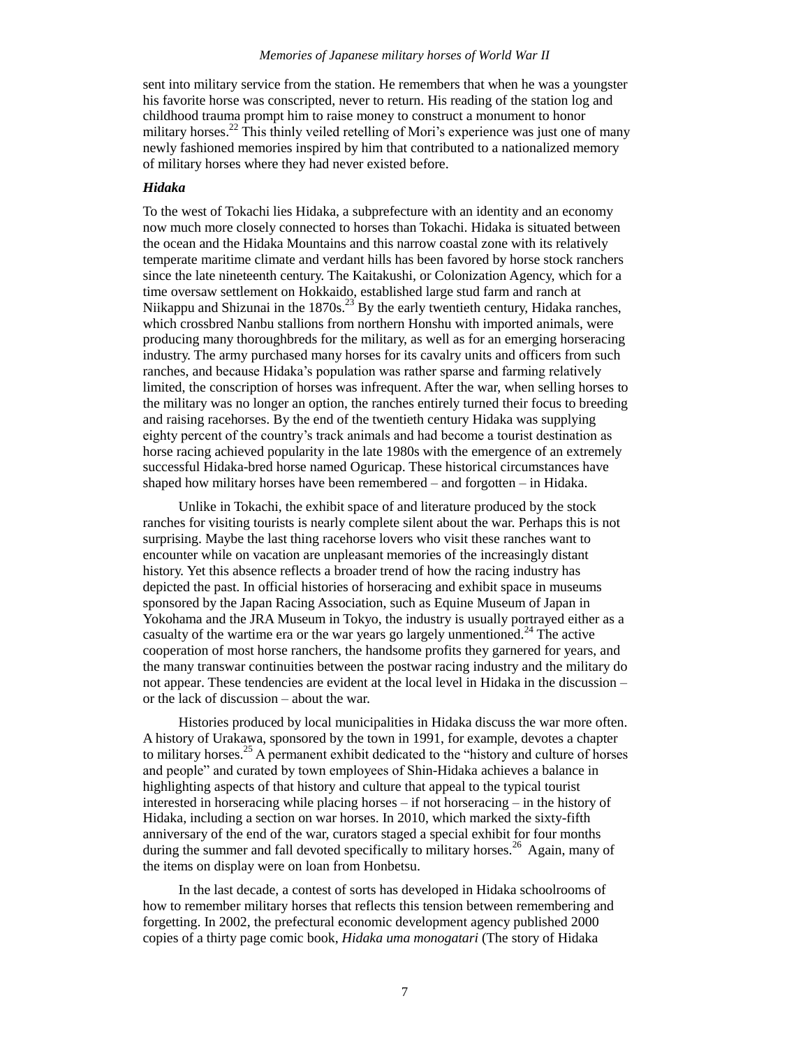sent into military service from the station. He remembers that when he was a youngster his favorite horse was conscripted, never to return. His reading of the station log and childhood trauma prompt him to raise money to construct a monument to honor military horses.[22] This thinly veiled retelling of Mori's experience was just one of many newly fashioned memories inspired by him that contributed to a nationalized memory of military horses where they had never existed before.

### *Hidaka*

To the west of Tokachi lies Hidaka, a subprefecture with an identity and an economy now much more closely connected to horses than Tokachi. Hidaka is situated between the ocean and the Hidaka Mountains and this narrow coastal zone with its relatively temperate maritime climate and verdant hills has been favored by horse stock ranchers since the late nineteenth century. The Kaitakushi, or Colonization Agency, which for a time oversaw settlement on Hokkaido, established large stud farm and ranch at Niikappu and Shizunai in the 1870s.[23] By the early twentieth century, Hidaka ranches, which crossbred Nanbu stallions from northern Honshu with imported animals, were producing many thoroughbreds for the military, as well as for an emerging horseracing industry. The army purchased many horses for its cavalry units and officers from such ranches, and because Hidaka's population was rather sparse and farming relatively limited, the conscription of horses was infrequent. After the war, when selling horses to the military was no longer an option, the ranches entirely turned their focus to breeding and raising racehorses. By the end of the twentieth century Hidaka was supplying eighty percent of the country's track animals and had become a tourist destination as horse racing achieved popularity in the late 1980s with the emergence of an extremely successful Hidaka-bred horse named Oguricap. These historical circumstances have shaped how military horses have been remembered – and forgotten – in Hidaka.

Unlike in Tokachi, the exhibit space of and literature produced by the stock ranches for visiting tourists is nearly complete silent about the war. Perhaps this is not surprising. Maybe the last thing racehorse lovers who visit these ranches want to encounter while on vacation are unpleasant memories of the increasingly distant history. Yet this absence reflects a broader trend of how the racing industry has depicted the past. In official histories of horseracing and exhibit space in museums sponsored by the Japan Racing Association, such as Equine Museum of Japan in Yokohama and the JRA Museum in Tokyo, the industry is usually portrayed either as a casualty of the wartime era or the war years go largely unmentioned.[24] The active cooperation of most horse ranchers, the handsome profits they garnered for years, and the many transwar continuities between the postwar racing industry and the military do not appear. These tendencies are evident at the local level in Hidaka in the discussion – or the lack of discussion – about the war.

Histories produced by local municipalities in Hidaka discuss the war more often. A history of Urakawa, sponsored by the town in 1991, for example, devotes a chapter to military horses.[25] A permanent exhibit dedicated to the "history and culture of horses and people" and curated by town employees of Shin-Hidaka achieves a balance in highlighting aspects of that history and culture that appeal to the typical tourist interested in horseracing while placing horses – if not horseracing – in the history of Hidaka, including a section on war horses. In 2010, which marked the sixty-fifth anniversary of the end of the war, curators staged a special exhibit for four months during the summer and fall devoted specifically to military horses.[26] Again, many of the items on display were on loan from Honbetsu.

In the last decade, a contest of sorts has developed in Hidaka schoolrooms of how to remember military horses that reflects this tension between remembering and forgetting. In 2002, the prefectural economic development agency published 2000 copies of a thirty page comic book, *Hidaka uma monogatari* (The story of Hidaka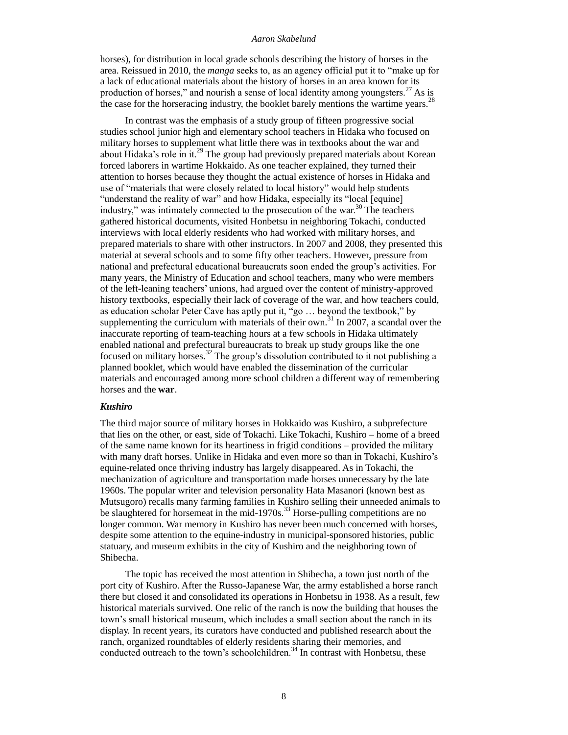horses), for distribution in local grade schools describing the history of horses in the area. Reissued in 2010, the *manga* seeks to, as an agency official put it to "make up for a lack of educational materials about the history of horses in an area known for its production of horses," and nourish a sense of local identity among youngsters.[27] As is the case for the horseracing industry, the booklet barely mentions the wartime years.[28]

In contrast was the emphasis of a study group of fifteen progressive social studies school junior high and elementary school teachers in Hidaka who focused on military horses to supplement what little there was in textbooks about the war and about Hidaka's role in it.[29] The group had previously prepared materials about Korean forced laborers in wartime Hokkaido. As one teacher explained, they turned their attention to horses because they thought the actual existence of horses in Hidaka and use of "materials that were closely related to local history" would help students "understand the reality of war" and how Hidaka, especially its "local [equine] industry," was intimately connected to the prosecution of the war.[30] The teachers gathered historical documents, visited Honbetsu in neighboring Tokachi, conducted interviews with local elderly residents who had worked with military horses, and prepared materials to share with other instructors. In 2007 and 2008, they presented this material at several schools and to some fifty other teachers. However, pressure from national and prefectural educational bureaucrats soon ended the group's activities. For many years, the Ministry of Education and school teachers, many who were members of the left-leaning teachers' unions, had argued over the content of ministry-approved history textbooks, especially their lack of coverage of the war, and how teachers could, as education scholar Peter Cave has aptly put it, "go … beyond the textbook," by supplementing the curriculum with materials of their own.[31] In 2007, a scandal over the inaccurate reporting of team-teaching hours at a few schools in Hidaka ultimately enabled national and prefectural bureaucrats to break up study groups like the one focused on military horses.[32] The group's dissolution contributed to it not publishing a planned booklet, which would have enabled the dissemination of the curricular materials and encouraged among more school children a different way of remembering horses and the **war**.

### *Kushiro*

The third major source of military horses in Hokkaido was Kushiro, a subprefecture that lies on the other, or east, side of Tokachi. Like Tokachi, Kushiro – home of a breed of the same name known for its heartiness in frigid conditions – provided the military with many draft horses. Unlike in Hidaka and even more so than in Tokachi, Kushiro's equine-related once thriving industry has largely disappeared. As in Tokachi, the mechanization of agriculture and transportation made horses unnecessary by the late 1960s. The popular writer and television personality Hata Masanori (known best as Mutsugoro) recalls many farming families in Kushiro selling their unneeded animals to be slaughtered for horsemeat in the mid-1970s.[33] Horse-pulling competitions are no longer common. War memory in Kushiro has never been much concerned with horses, despite some attention to the equine-industry in municipal-sponsored histories, public statuary, and museum exhibits in the city of Kushiro and the neighboring town of Shibecha.

The topic has received the most attention in Shibecha, a town just north of the port city of Kushiro. After the Russo-Japanese War, the army established a horse ranch there but closed it and consolidated its operations in Honbetsu in 1938. As a result, few historical materials survived. One relic of the ranch is now the building that houses the town's small historical museum, which includes a small section about the ranch in its display. In recent years, its curators have conducted and published research about the ranch, organized roundtables of elderly residents sharing their memories, and conducted outreach to the town's schoolchildren.[34] In contrast with Honbetsu, these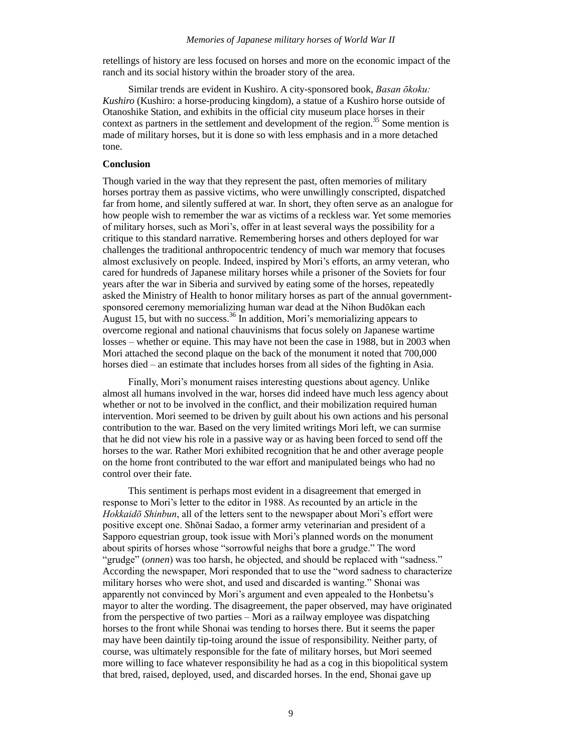retellings of history are less focused on horses and more on the economic impact of the ranch and its social history within the broader story of the area.

Similar trends are evident in Kushiro. A city-sponsored book, *Basan ōkoku: Kushiro* (Kushiro: a horse-producing kingdom), a statue of a Kushiro horse outside of Otanoshike Station, and exhibits in the official city museum place horses in their context as partners in the settlement and development of the region.[35] Some mention is made of military horses, but it is done so with less emphasis and in a more detached tone.

**Conclusion**

Though varied in the way that they represent the past, often memories of military horses portray them as passive victims, who were unwillingly conscripted, dispatched far from home, and silently suffered at war. In short, they often serve as an analogue for how people wish to remember the war as victims of a reckless war. Yet some memories of military horses, such as Mori's, offer in at least several ways the possibility for a critique to this standard narrative. Remembering horses and others deployed for war challenges the traditional anthropocentric tendency of much war memory that focuses almost exclusively on people. Indeed, inspired by Mori's efforts, an army veteran, who cared for hundreds of Japanese military horses while a prisoner of the Soviets for four years after the war in Siberia and survived by eating some of the horses, repeatedly asked the Ministry of Health to honor military horses as part of the annual government-sponsored ceremony memorializing human war dead at the Nihon Budōkan each August 15, but with no success.[36] In addition, Mori's memorializing appears to overcome regional and national chauvinisms that focus solely on Japanese wartime losses – whether or equine. This may have not been the case in 1988, but in 2003 when Mori attached the second plaque on the back of the monument it noted that 700,000 horses died – an estimate that includes horses from all sides of the fighting in Asia.

Finally, Mori's monument raises interesting questions about agency. Unlike almost all humans involved in the war, horses did indeed have much less agency about whether or not to be involved in the conflict, and their mobilization required human intervention. Mori seemed to be driven by guilt about his own actions and his personal contribution to the war. Based on the very limited writings Mori left, we can surmise that he did not view his role in a passive way or as having been forced to send off the horses to the war. Rather Mori exhibited recognition that he and other average people on the home front contributed to the war effort and manipulated beings who had no control over their fate.

This sentiment is perhaps most evident in a disagreement that emerged in response to Mori's letter to the editor in 1988. As recounted by an article in the *Hokkaidō Shinbun*, all of the letters sent to the newspaper about Mori's effort were positive except one. Shōnai Sadao, a former army veterinarian and president of a Sapporo equestrian group, took issue with Mori's planned words on the monument about spirits of horses whose "sorrowful neighs that bore a grudge." The word "grudge" (*onnen*) was too harsh, he objected, and should be replaced with "sadness." According the newspaper, Mori responded that to use the "word sadness to characterize military horses who were shot, and used and discarded is wanting." Shonai was apparently not convinced by Mori's argument and even appealed to the Honbetsu's mayor to alter the wording. The disagreement, the paper observed, may have originated from the perspective of two parties – Mori as a railway employee was dispatching horses to the front while Shonai was tending to horses there. But it seems the paper may have been daintily tip-toing around the issue of responsibility. Neither party, of course, was ultimately responsible for the fate of military horses, but Mori seemed more willing to face whatever responsibility he had as a cog in this biopolitical system that bred, raised, deployed, used, and discarded horses. In the end, Shonai gave up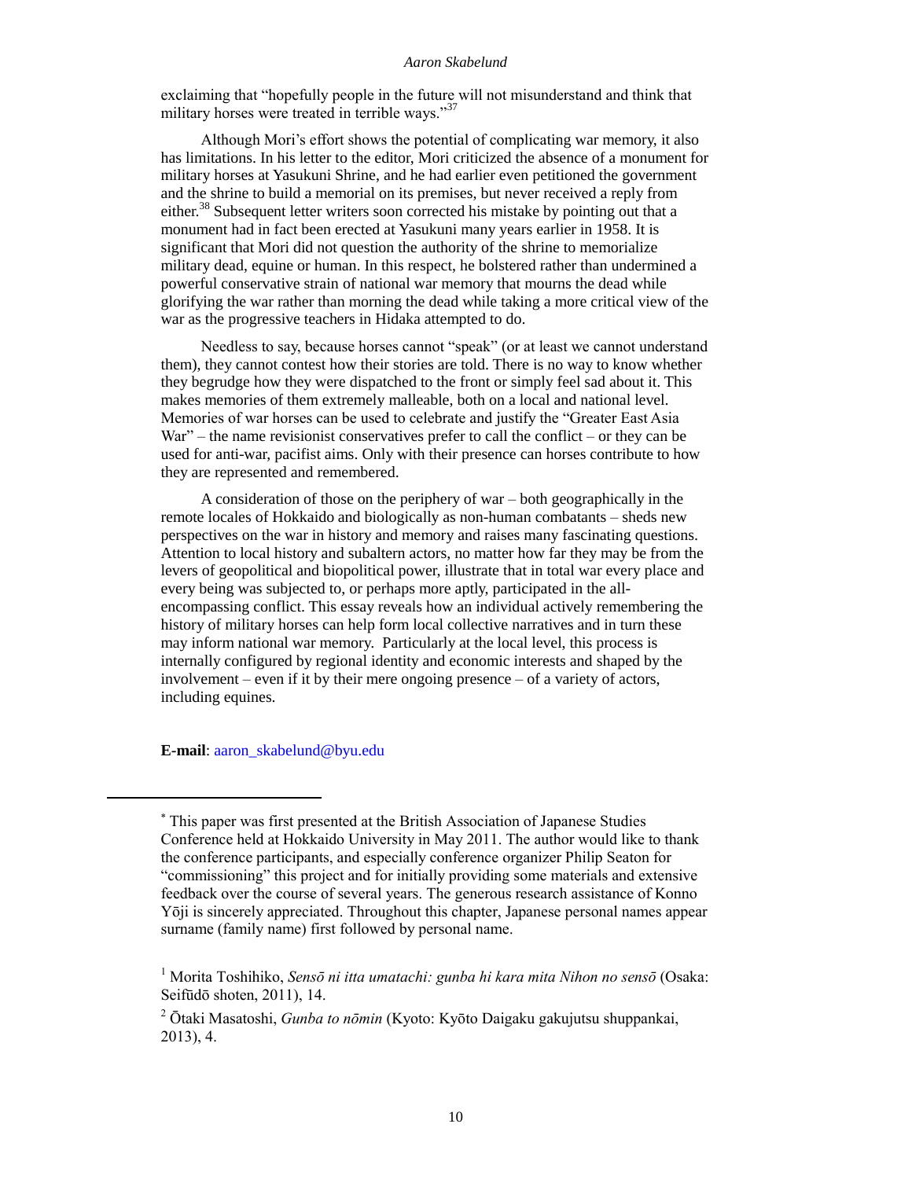exclaiming that "hopefully people in the future will not misunderstand and think that military horses were treated in terrible ways."[37]

Although Mori's effort shows the potential of complicating war memory, it also has limitations. In his letter to the editor, Mori criticized the absence of a monument for military horses at Yasukuni Shrine, and he had earlier even petitioned the government and the shrine to build a memorial on its premises, but never received a reply from either.[38] Subsequent letter writers soon corrected his mistake by pointing out that a monument had in fact been erected at Yasukuni many years earlier in 1958. It is significant that Mori did not question the authority of the shrine to memorialize military dead, equine or human. In this respect, he bolstered rather than undermined a powerful conservative strain of national war memory that mourns the dead while glorifying the war rather than morning the dead while taking a more critical view of the war as the progressive teachers in Hidaka attempted to do.

Needless to say, because horses cannot "speak" (or at least we cannot understand them), they cannot contest how their stories are told. There is no way to know whether they begrudge how they were dispatched to the front or simply feel sad about it. This makes memories of them extremely malleable, both on a local and national level. Memories of war horses can be used to celebrate and justify the "Greater East Asia War" – the name revisionist conservatives prefer to call the conflict – or they can be used for anti-war, pacifist aims. Only with their presence can horses contribute to how they are represented and remembered.

A consideration of those on the periphery of war – both geographically in the remote locales of Hokkaido and biologically as non-human combatants – sheds new perspectives on the war in history and memory and raises many fascinating questions. Attention to local history and subaltern actors, no matter how far they may be from the levers of geopolitical and biopolitical power, illustrate that in total war every place and every being was subjected to, or perhaps more aptly, participated in the all-encompassing conflict. This essay reveals how an individual actively remembering the history of military horses can help form local collective narratives and in turn these may inform national war memory. Particularly at the local level, this process is internally configured by regional identity and economic interests and shaped by the involvement – even if it by their mere ongoing presence – of a variety of actors, including equines.

**E-mail**: aaron_skabelund@byu.edu

---

[*] This paper was first presented at the British Association of Japanese Studies Conference held at Hokkaido University in May 2011. The author would like to thank the conference participants, and especially conference organizer Philip Seaton for "commissioning" this project and for initially providing some materials and extensive feedback over the course of several years. The generous research assistance of Konno Yōji is sincerely appreciated. Throughout this chapter, Japanese personal names appear surname (family name) first followed by personal name.

[1] Morita Toshihiko, *Sensō ni itta umatachi: gunba hi kara mita Nihon no sensō* (Osaka: Seifūdō shoten, 2011), 14.

[2] Ōtaki Masatoshi, *Gunba to nōmin* (Kyoto: Kyōto Daigaku gakujutsu shuppankai, 2013), 4.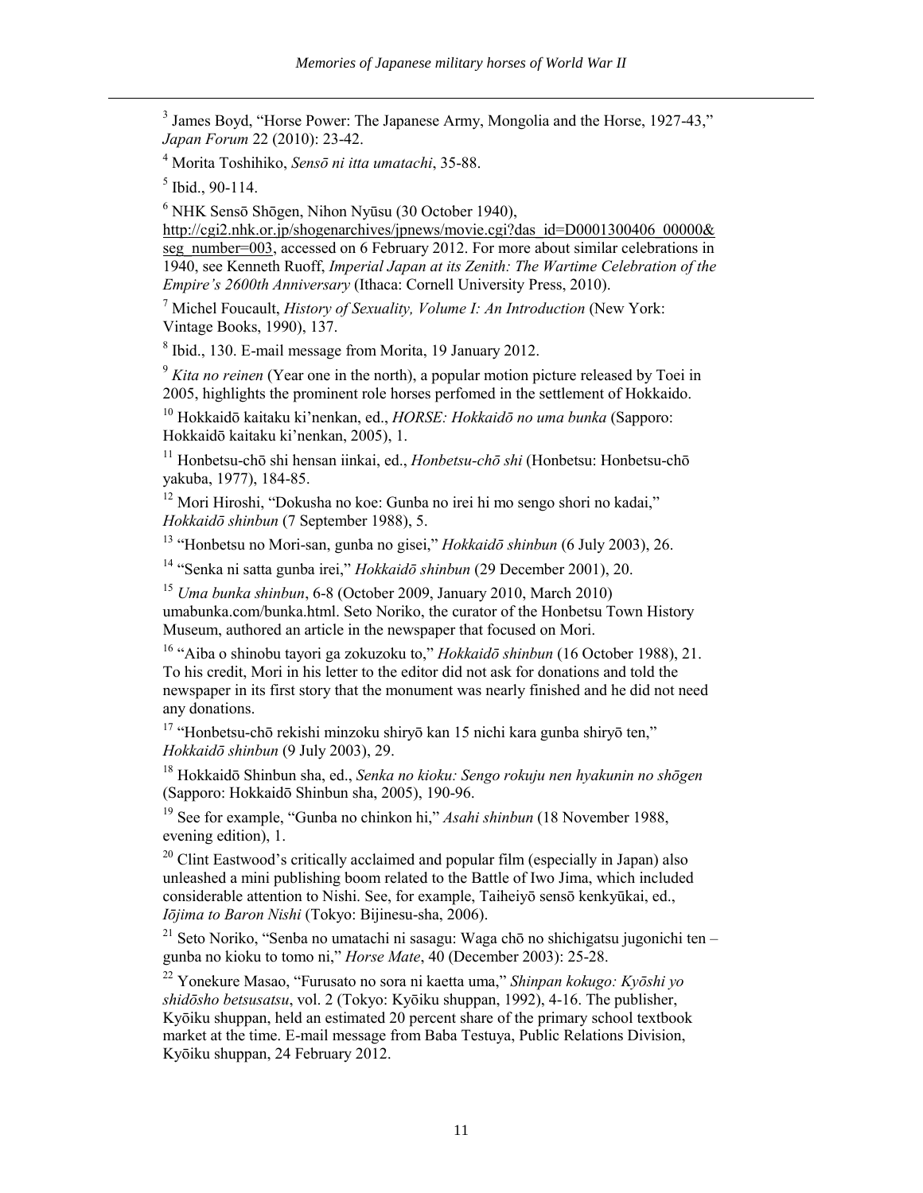[3] James Boyd, "Horse Power: The Japanese Army, Mongolia and the Horse, 1927-43," *Japan Forum* 22 (2010): 23-42.

[4] Morita Toshihiko, *Sensō ni itta umatachi*, 35-88.

[5] Ibid., 90-114.

[6] NHK Sensō Shōgen, Nihon Nyūsu (30 October 1940), http://cgi2.nhk.or.jp/shogenarchives/jpnews/movie.cgi?das_id=D0001300406_00000&seg_number=003, accessed on 6 February 2012. For more about similar celebrations in 1940, see Kenneth Ruoff, *Imperial Japan at its Zenith: The Wartime Celebration of the Empire's 2600th Anniversary* (Ithaca: Cornell University Press, 2010).

[7] Michel Foucault, *History of Sexuality, Volume I: An Introduction* (New York: Vintage Books, 1990), 137.

[8] Ibid., 130. E-mail message from Morita, 19 January 2012.

[9] *Kita no reinen* (Year one in the north), a popular motion picture released by Toei in 2005, highlights the prominent role horses perfomed in the settlement of Hokkaido.

[10] Hokkaidō kaitaku ki'nenkan, ed., *HORSE: Hokkaidō no uma bunka* (Sapporo: Hokkaidō kaitaku ki'nenkan, 2005), 1.

[11] Honbetsu-chō shi hensan iinkai, ed., *Honbetsu-chō shi* (Honbetsu: Honbetsu-chō yakuba, 1977), 184-85.

[12] Mori Hiroshi, "Dokusha no koe: Gunba no irei hi mo sengo shori no kadai," *Hokkaidō shinbun* (7 September 1988), 5.

[13] "Honbetsu no Mori-san, gunba no gisei," *Hokkaidō shinbun* (6 July 2003), 26.

[14] "Senka ni satta gunba irei," *Hokkaidō shinbun* (29 December 2001), 20.

[15] *Uma bunka shinbun*, 6-8 (October 2009, January 2010, March 2010) umabunka.com/bunka.html. Seto Noriko, the curator of the Honbetsu Town History Museum, authored an article in the newspaper that focused on Mori.

[16] "Aiba o shinobu tayori ga zokuzoku to," *Hokkaidō shinbun* (16 October 1988), 21. To his credit, Mori in his letter to the editor did not ask for donations and told the newspaper in its first story that the monument was nearly finished and he did not need any donations.

[17] "Honbetsu-chō rekishi minzoku shiryō kan 15 nichi kara gunba shiryō ten," *Hokkaidō shinbun* (9 July 2003), 29.

[18] Hokkaidō Shinbun sha, ed., *Senka no kioku: Sengo rokuju nen hyakunin no shōgen* (Sapporo: Hokkaidō Shinbun sha, 2005), 190-96.

[19] See for example, "Gunba no chinkon hi," *Asahi shinbun* (18 November 1988, evening edition), 1.

[20] Clint Eastwood's critically acclaimed and popular film (especially in Japan) also unleashed a mini publishing boom related to the Battle of Iwo Jima, which included considerable attention to Nishi. See, for example, Taiheiyō sensō kenkyūkai, ed., *Iōjima to Baron Nishi* (Tokyo: Bijinesu-sha, 2006).

[21] Seto Noriko, "Senba no umatachi ni sasagu: Waga chō no shichigatsu jugonichi ten – gunba no kioku to tomo ni," *Horse Mate*, 40 (December 2003): 25-28.

[22] Yonekure Masao, "Furusato no sora ni kaetta uma," *Shinpan kokugo: Kyōshi yo shidōsho betsusatsu*, vol. 2 (Tokyo: Kyōiku shuppan, 1992), 4-16. The publisher, Kyōiku shuppan, held an estimated 20 percent share of the primary school textbook market at the time. E-mail message from Baba Testuya, Public Relations Division, Kyōiku shuppan, 24 February 2012.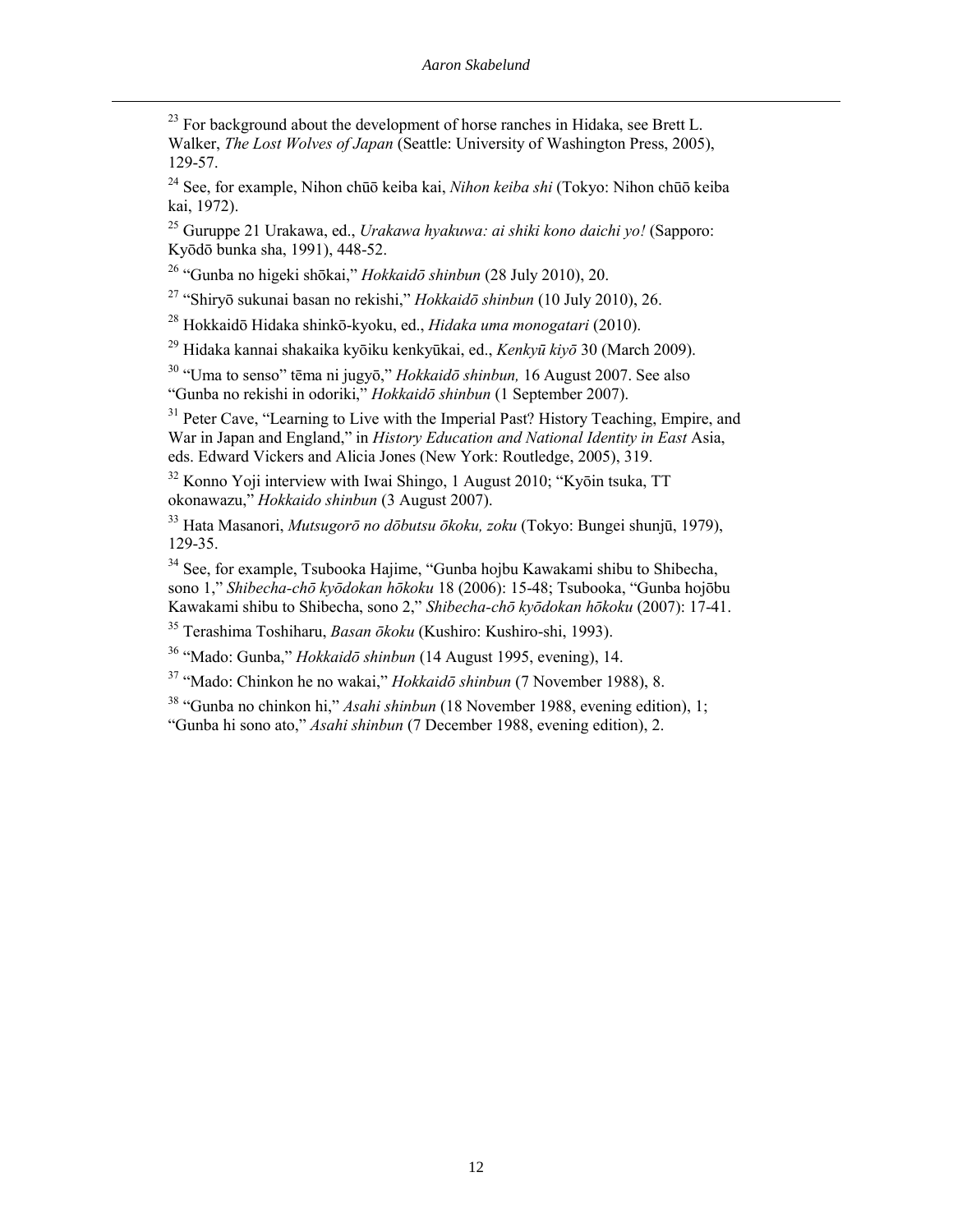[23] For background about the development of horse ranches in Hidaka, see Brett L. Walker, *The Lost Wolves of Japan* (Seattle: University of Washington Press, 2005), 129-57.

[24] See, for example, Nihon chūō keiba kai, *Nihon keiba shi* (Tokyo: Nihon chūō keiba kai, 1972).

[25] Guruppe 21 Urakawa, ed., *Urakawa hyakuwa: ai shiki kono daichi yo!* (Sapporo: Kyōdō bunka sha, 1991), 448-52.

[26] "Gunba no higeki shōkai," *Hokkaidō shinbun* (28 July 2010), 20.

[27] "Shiryō sukunai basan no rekishi," *Hokkaidō shinbun* (10 July 2010), 26.

[28] Hokkaidō Hidaka shinkō-kyoku, ed., *Hidaka uma monogatari* (2010).

[29] Hidaka kannai shakaika kyōiku kenkyūkai, ed., *Kenkyū kiyō* 30 (March 2009).

[30] "Uma to senso" tēma ni jugyō," *Hokkaidō shinbun,* 16 August 2007. See also "Gunba no rekishi in odoriki," *Hokkaidō shinbun* (1 September 2007).

[31] Peter Cave, "Learning to Live with the Imperial Past? History Teaching, Empire, and War in Japan and England," in *History Education and National Identity in East* Asia, eds. Edward Vickers and Alicia Jones (New York: Routledge, 2005), 319.

[32] Konno Yoji interview with Iwai Shingo, 1 August 2010; "Kyōin tsuka, TT okonawazu," *Hokkaido shinbun* (3 August 2007).

[33] Hata Masanori, *Mutsugorō no dōbutsu ōkoku, zoku* (Tokyo: Bungei shunjū, 1979), 129-35.

[34] See, for example, Tsubooka Hajime, "Gunba hojbu Kawakami shibu to Shibecha, sono 1," *Shibecha-chō kyōdokan hōkoku* 18 (2006): 15-48; Tsubooka, "Gunba hojōbu Kawakami shibu to Shibecha, sono 2," *Shibecha-chō kyōdokan hōkoku* (2007): 17-41.

[35] Terashima Toshiharu, *Basan ōkoku* (Kushiro: Kushiro-shi, 1993).

[36] "Mado: Gunba," *Hokkaidō shinbun* (14 August 1995, evening), 14.

[37] "Mado: Chinkon he no wakai," *Hokkaidō shinbun* (7 November 1988), 8.

[38] "Gunba no chinkon hi," *Asahi shinbun* (18 November 1988, evening edition), 1; "Gunba hi sono ato," *Asahi shinbun* (7 December 1988, evening edition), 2.